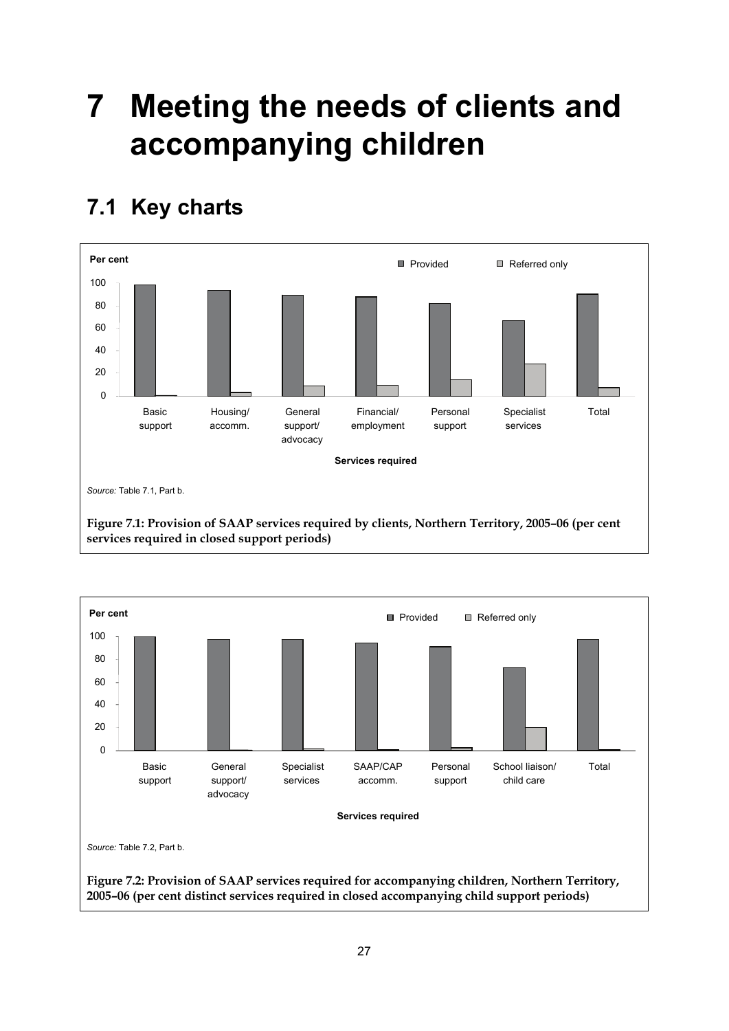# 7 Meeting the needs of clients and accompanying children

## 7.1 Key charts

*Source:* Table 7.1, Part b.

**Figure 7.1: Provision of SAAP services required by clients, Northern Territory, 2005–06 (per cent services required in closed support periods)**

*Source:* Table 7.2, Part b.

**Figure 7.2: Provision of SAAP services required for accompanying children, Northern Territory, 2005–06 (per cent distinct services required in closed accompanying child support periods)**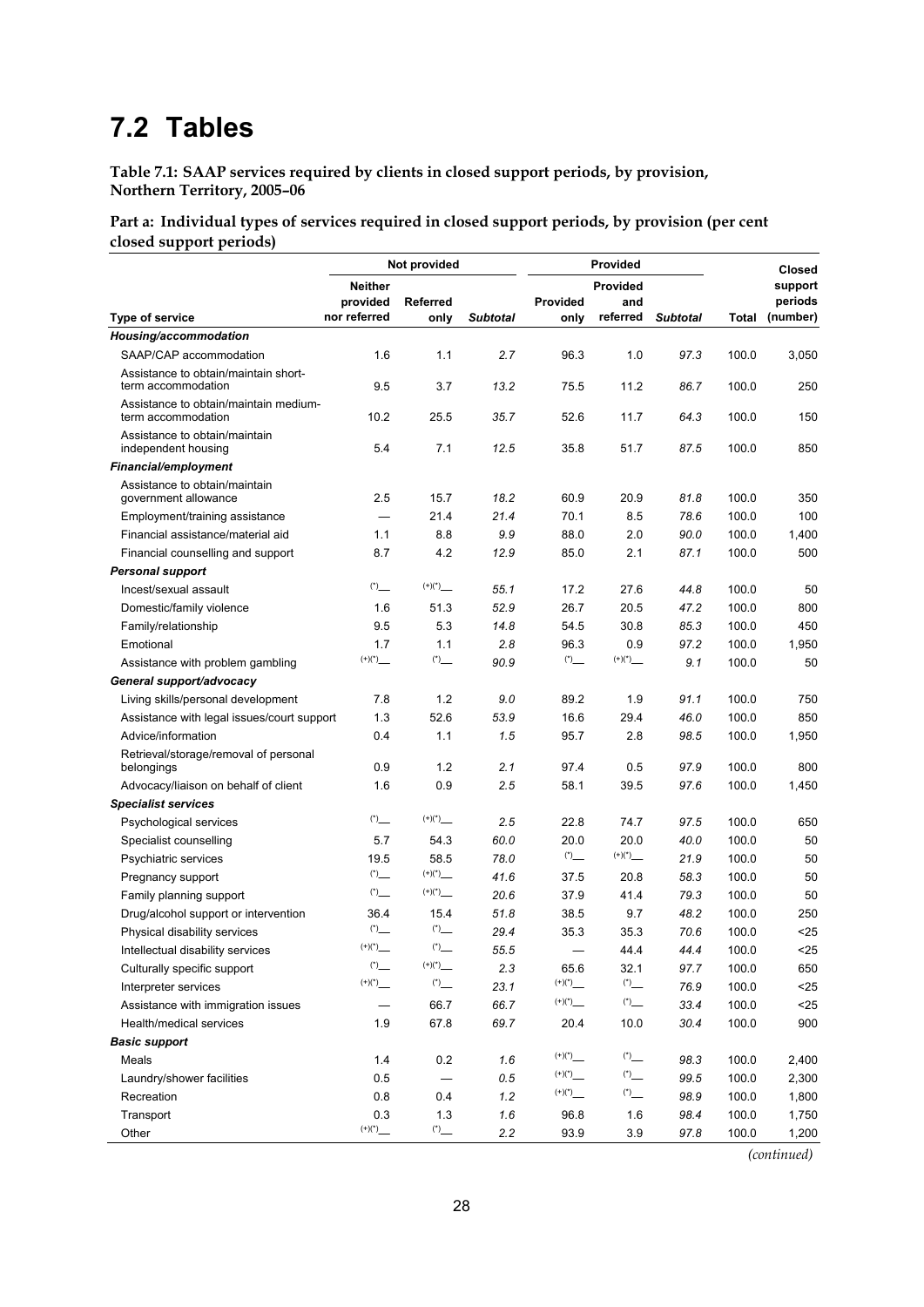# 7.2 Tables

**Table 7.1: SAAP services required by clients in closed support periods, by provision, Northern Territory, 2005–06**

**Part a: Individual types of services required in closed support periods, by provision (per cent closed support periods)**

| | Not provided | | | Provided | | | | Closed support periods |
|---|---|---|---|---|---|---|---|---|
| Type of service | Neither provided nor referred | Referred only | *Subtotal* | Provided only | Provided and referred | *Subtotal* | Total | (number) |
| ***Housing/accommodation*** | | | | | | | | |
| SAAP/CAP accommodation | 1.6 | 1.1 | *2.7* | 96.3 | 1.0 | *97.3* | 100.0 | 3,050 |
| Assistance to obtain/maintain short-term accommodation | 9.5 | 3.7 | *13.2* | 75.5 | 11.2 | *86.7* | 100.0 | 250 |
| Assistance to obtain/maintain medium-term accommodation | 10.2 | 25.5 | *35.7* | 52.6 | 11.7 | *64.3* | 100.0 | 150 |
| Assistance to obtain/maintain independent housing | 5.4 | 7.1 | *12.5* | 35.8 | 51.7 | *87.5* | 100.0 | 850 |
| ***Financial/employment*** | | | | | | | | |
| Assistance to obtain/maintain government allowance | 2.5 | 15.7 | *18.2* | 60.9 | 20.9 | *81.8* | 100.0 | 350 |
| Employment/training assistance | — | 21.4 | *21.4* | 70.1 | 8.5 | *78.6* | 100.0 | 100 |
| Financial assistance/material aid | 1.1 | 8.8 | *9.9* | 88.0 | 2.0 | *90.0* | 100.0 | 1,400 |
| Financial counselling and support | 8.7 | 4.2 | *12.9* | 85.0 | 2.1 | *87.1* | 100.0 | 500 |
| ***Personal support*** | | | | | | | | |
| Incest/sexual assault | (*)— | (+)(*)— | *55.1* | 17.2 | 27.6 | *44.8* | 100.0 | 50 |
| Domestic/family violence | 1.6 | 51.3 | *52.9* | 26.7 | 20.5 | *47.2* | 100.0 | 800 |
| Family/relationship | 9.5 | 5.3 | *14.8* | 54.5 | 30.8 | *85.3* | 100.0 | 450 |
| Emotional | 1.7 | 1.1 | *2.8* | 96.3 | 0.9 | *97.2* | 100.0 | 1,950 |
| Assistance with problem gambling | (+)(*)— | (*)— | *90.9* | (*)— | (+)(*)— | *9.1* | 100.0 | 50 |
| ***General support/advocacy*** | | | | | | | | |
| Living skills/personal development | 7.8 | 1.2 | *9.0* | 89.2 | 1.9 | *91.1* | 100.0 | 750 |
| Assistance with legal issues/court support | 1.3 | 52.6 | *53.9* | 16.6 | 29.4 | *46.0* | 100.0 | 850 |
| Advice/information | 0.4 | 1.1 | *1.5* | 95.7 | 2.8 | *98.5* | 100.0 | 1,950 |
| Retrieval/storage/removal of personal belongings | 0.9 | 1.2 | *2.1* | 97.4 | 0.5 | *97.9* | 100.0 | 800 |
| Advocacy/liaison on behalf of client | 1.6 | 0.9 | *2.5* | 58.1 | 39.5 | *97.6* | 100.0 | 1,450 |
| ***Specialist services*** | | | | | | | | |
| Psychological services | (*)— | (+)(*)— | *2.5* | 22.8 | 74.7 | *97.5* | 100.0 | 650 |
| Specialist counselling | 5.7 | 54.3 | *60.0* | 20.0 | 20.0 | *40.0* | 100.0 | 50 |
| Psychiatric services | 19.5 | 58.5 | *78.0* | (*)— | (+)(*)— | *21.9* | 100.0 | 50 |
| Pregnancy support | (*)— | (+)(*)— | *41.6* | 37.5 | 20.8 | *58.3* | 100.0 | 50 |
| Family planning support | (*)— | (+)(*)— | *20.6* | 37.9 | 41.4 | *79.3* | 100.0 | 50 |
| Drug/alcohol support or intervention | 36.4 | 15.4 | *51.8* | 38.5 | 9.7 | *48.2* | 100.0 | 250 |
| Physical disability services | (*)— | (*)— | *29.4* | 35.3 | 35.3 | *70.6* | 100.0 | <25 |
| Intellectual disability services | (+)(*)— | (*)— | *55.5* | — | 44.4 | *44.4* | 100.0 | <25 |
| Culturally specific support | (*)— | (+)(*)— | *2.3* | 65.6 | 32.1 | *97.7* | 100.0 | 650 |
| Interpreter services | (+)(*)— | (*)— | *23.1* | (+)(*)— | (*)— | *76.9* | 100.0 | <25 |
| Assistance with immigration issues | — | 66.7 | *66.7* | (+)(*)— | (*)— | *33.4* | 100.0 | <25 |
| Health/medical services | 1.9 | 67.8 | *69.7* | 20.4 | 10.0 | *30.4* | 100.0 | 900 |
| ***Basic support*** | | | | | | | | |
| Meals | 1.4 | 0.2 | *1.6* | (+)(*)— | (*)— | *98.3* | 100.0 | 2,400 |
| Laundry/shower facilities | 0.5 | — | *0.5* | (+)(*)— | (*)— | *99.5* | 100.0 | 2,300 |
| Recreation | 0.8 | 0.4 | *1.2* | (+)(*)— | (*)— | *98.9* | 100.0 | 1,800 |
| Transport | 0.3 | 1.3 | *1.6* | 96.8 | 1.6 | *98.4* | 100.0 | 1,750 |
| Other | (+)(*)— | (*)— | *2.2* | 93.9 | 3.9 | *97.8* | 100.0 | 1,200 |

*(continued)*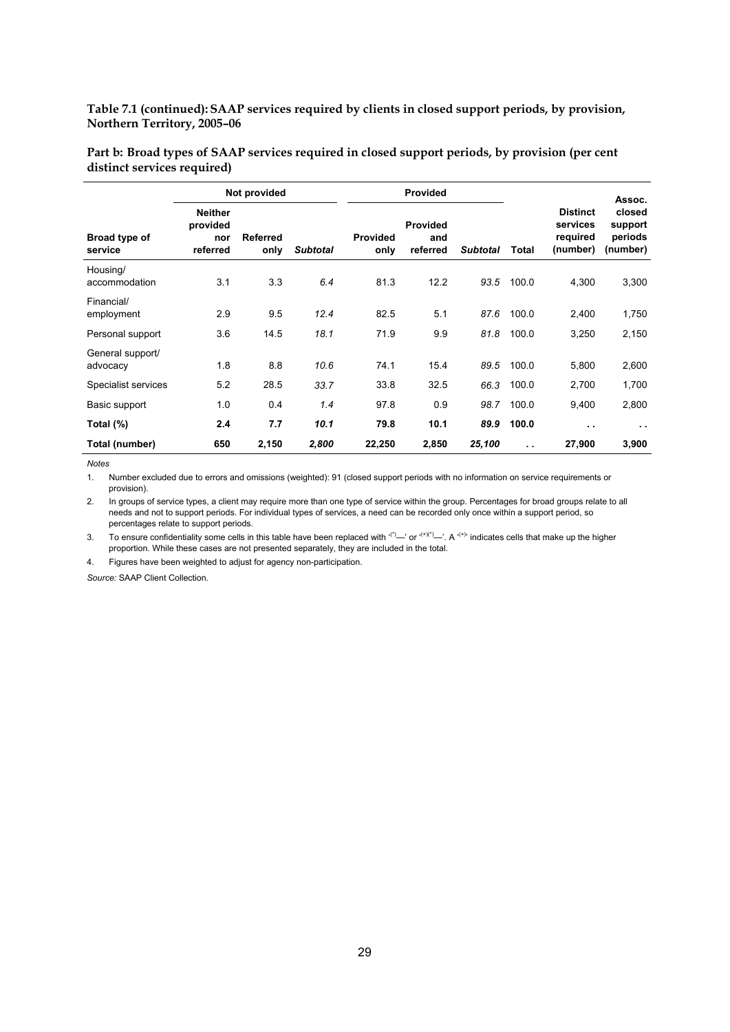**Table 7.1 (continued): SAAP services required by clients in closed support periods, by provision, Northern Territory, 2005–06**

**Part b: Broad types of SAAP services required in closed support periods, by provision (per cent distinct services required)**

| | Not provided | | | Provided | | | | | |
|---|---|---|---|---|---|---|---|---|---|
| **Broad type of service** | **Neither provided nor referred** | **Referred only** | ***Subtotal*** | **Provided only** | **Provided and referred** | ***Subtotal*** | **Total** | **Distinct services required (number)** | **Assoc. closed support periods (number)** |
| Housing/ accommodation | 3.1 | 3.3 | *6.4* | 81.3 | 12.2 | *93.5* | 100.0 | 4,300 | 3,300 |
| Financial/ employment | 2.9 | 9.5 | *12.4* | 82.5 | 5.1 | *87.6* | 100.0 | 2,400 | 1,750 |
| Personal support | 3.6 | 14.5 | *18.1* | 71.9 | 9.9 | *81.8* | 100.0 | 3,250 | 2,150 |
| General support/ advocacy | 1.8 | 8.8 | *10.6* | 74.1 | 15.4 | *89.5* | 100.0 | 5,800 | 2,600 |
| Specialist services | 5.2 | 28.5 | *33.7* | 33.8 | 32.5 | *66.3* | 100.0 | 2,700 | 1,700 |
| Basic support | 1.0 | 0.4 | *1.4* | 97.8 | 0.9 | *98.7* | 100.0 | 9,400 | 2,800 |
| **Total (%)** | **2.4** | **7.7** | ***10.1*** | **79.8** | **10.1** | ***89.9*** | **100.0** | . . | . . |
| **Total (number)** | **650** | **2,150** | ***2,800*** | **22,250** | **2,850** | ***25,100*** | . . | **27,900** | **3,900** |

*Notes*

1. Number excluded due to errors and omissions (weighted): 91 (closed support periods with no information on service requirements or provision).
2. In groups of service types, a client may require more than one type of service within the group. Percentages for broad groups relate to all needs and not to support periods. For individual types of services, a need can be recorded only once within a support period, so percentages relate to support periods.
3. To ensure confidentiality some cells in this table have been replaced with '(*)—' or '(+)(*)—'. A '(+)' indicates cells that make up the higher proportion. While these cases are not presented separately, they are included in the total.
4. Figures have been weighted to adjust for agency non-participation.

*Source:* SAAP Client Collection.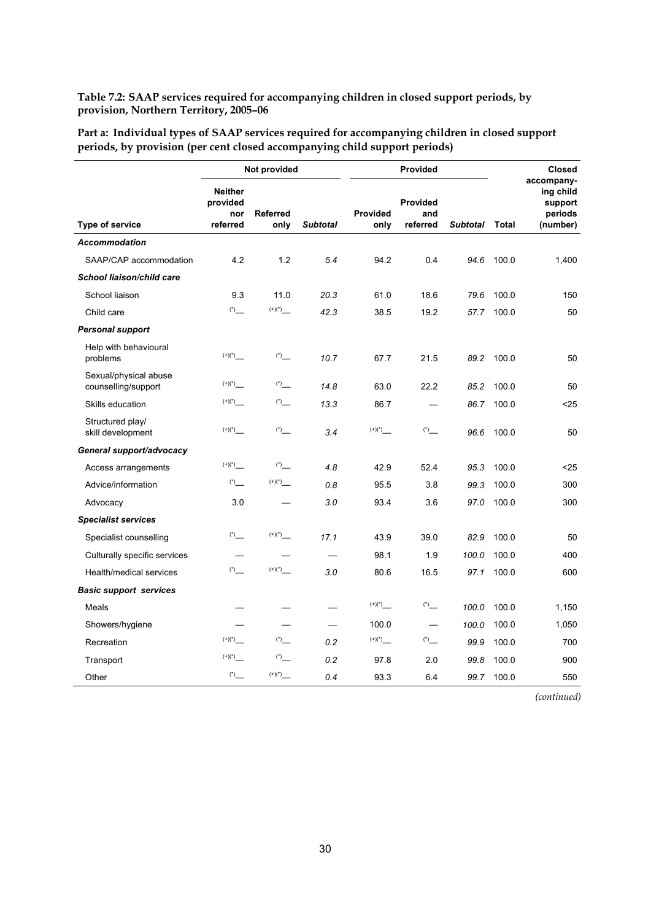**Table 7.2: SAAP services required for accompanying children in closed support periods, by provision, Northern Territory, 2005–06**

**Part a: Individual types of SAAP services required for accompanying children in closed support periods, by provision (per cent closed accompanying child support periods)**

| | Not provided | | | Provided | | | | Closed accompanying child support periods (number) |
|---|---|---|---|---|---|---|---|---|
| Type of service | Neither provided nor referred | Referred only | *Subtotal* | Provided only | Provided and referred | *Subtotal* | Total | |
| ***Accommodation*** | | | | | | | | |
| SAAP/CAP accommodation | 4.2 | 1.2 | *5.4* | 94.2 | 0.4 | *94.6* | 100.0 | 1,400 |
| ***School liaison/child care*** | | | | | | | | |
| School liaison | 9.3 | 11.0 | *20.3* | 61.0 | 18.6 | *79.6* | 100.0 | 150 |
| Child care | (*)— | (+)(*)— | *42.3* | 38.5 | 19.2 | *57.7* | 100.0 | 50 |
| ***Personal support*** | | | | | | | | |
| Help with behavioural problems | (+)(*)— | (*)— | *10.7* | 67.7 | 21.5 | *89.2* | 100.0 | 50 |
| Sexual/physical abuse counselling/support | (+)(*)— | (*)— | *14.8* | 63.0 | 22.2 | *85.2* | 100.0 | 50 |
| Skills education | (+)(*)— | (*)— | *13.3* | 86.7 | — | *86.7* | 100.0 | <25 |
| Structured play/ skill development | (+)(*)— | (*)— | *3.4* | (+)(*)— | (*)— | *96.6* | 100.0 | 50 |
| ***General support/advocacy*** | | | | | | | | |
| Access arrangements | (+)(*)— | (*)— | *4.8* | 42.9 | 52.4 | *95.3* | 100.0 | <25 |
| Advice/information | (*)— | (+)(*)— | *0.8* | 95.5 | 3.8 | *99.3* | 100.0 | 300 |
| Advocacy | 3.0 | — | *3.0* | 93.4 | 3.6 | *97.0* | 100.0 | 300 |
| ***Specialist services*** | | | | | | | | |
| Specialist counselling | (*)— | (+)(*)— | *17.1* | 43.9 | 39.0 | *82.9* | 100.0 | 50 |
| Culturally specific services | — | — | *—* | 98.1 | 1.9 | *100.0* | 100.0 | 400 |
| Health/medical services | (*)— | (+)(*)— | *3.0* | 80.6 | 16.5 | *97.1* | 100.0 | 600 |
| ***Basic support services*** | | | | | | | | |
| Meals | — | — | *—* | (+)(*)— | (*)— | *100.0* | 100.0 | 1,150 |
| Showers/hygiene | — | — | *—* | 100.0 | — | *100.0* | 100.0 | 1,050 |
| Recreation | (+)(*)— | (*)— | *0.2* | (+)(*)— | (*)— | *99.9* | 100.0 | 700 |
| Transport | (+)(*)— | (*)— | *0.2* | 97.8 | 2.0 | *99.8* | 100.0 | 900 |
| Other | (*)— | (+)(*)— | *0.4* | 93.3 | 6.4 | *99.7* | 100.0 | 550 |

*(continued)*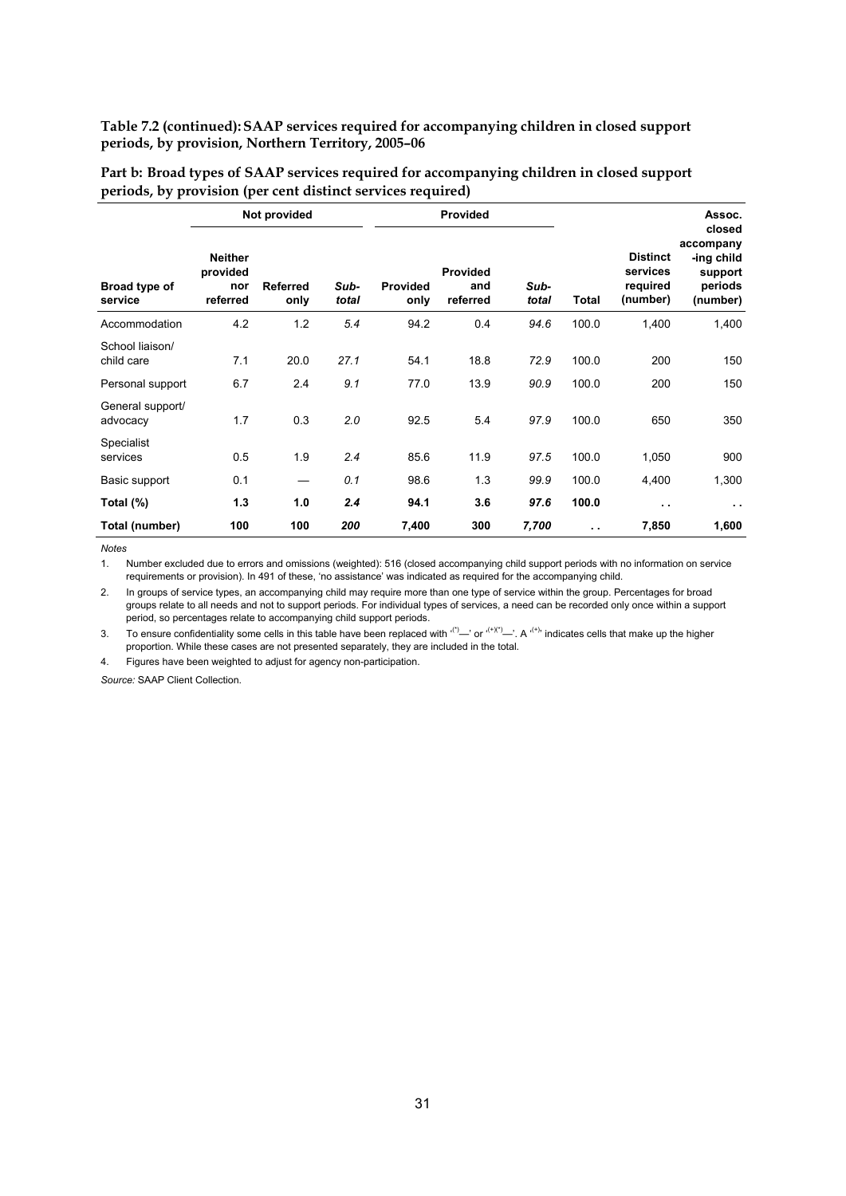**Table 7.2 (continued): SAAP services required for accompanying children in closed support periods, by provision, Northern Territory, 2005–06**

**Part b: Broad types of SAAP services required for accompanying children in closed support periods, by provision (per cent distinct services required)**

| | Not provided | | | Provided | | | | | |
|---|---|---|---|---|---|---|---|---|---|
| **Broad type of service** | **Neither provided nor referred** | **Referred only** | ***Sub-total*** | **Provided only** | **Provided and referred** | ***Sub-total*** | **Total** | **Distinct services required (number)** | **Assoc. closed accompany-ing child support periods (number)** |
| Accommodation | 4.2 | 1.2 | *5.4* | 94.2 | 0.4 | *94.6* | 100.0 | 1,400 | 1,400 |
| School liaison/ child care | 7.1 | 20.0 | *27.1* | 54.1 | 18.8 | *72.9* | 100.0 | 200 | 150 |
| Personal support | 6.7 | 2.4 | *9.1* | 77.0 | 13.9 | *90.9* | 100.0 | 200 | 150 |
| General support/ advocacy | 1.7 | 0.3 | *2.0* | 92.5 | 5.4 | *97.9* | 100.0 | 650 | 350 |
| Specialist services | 0.5 | 1.9 | *2.4* | 85.6 | 11.9 | *97.5* | 100.0 | 1,050 | 900 |
| Basic support | 0.1 | — | *0.1* | 98.6 | 1.3 | *99.9* | 100.0 | 4,400 | 1,300 |
| **Total (%)** | **1.3** | **1.0** | ***2.4*** | **94.1** | **3.6** | ***97.6*** | **100.0** | **. .** | **. .** |
| **Total (number)** | **100** | **100** | ***200*** | **7,400** | **300** | ***7,700*** | **. .** | **7,850** | **1,600** |

*Notes*

1. Number excluded due to errors and omissions (weighted): 516 (closed accompanying child support periods with no information on service requirements or provision). In 491 of these, 'no assistance' was indicated as required for the accompanying child.

2. In groups of service types, an accompanying child may require more than one type of service within the group. Percentages for broad groups relate to all needs and not to support periods. For individual types of services, a need can be recorded only once within a support period, so percentages relate to accompanying child support periods.

3. To ensure confidentiality some cells in this table have been replaced with '(*)—' or '(+)(*)—'. A '(+)' indicates cells that make up the higher proportion. While these cases are not presented separately, they are included in the total.

4. Figures have been weighted to adjust for agency non-participation.

*Source:* SAAP Client Collection.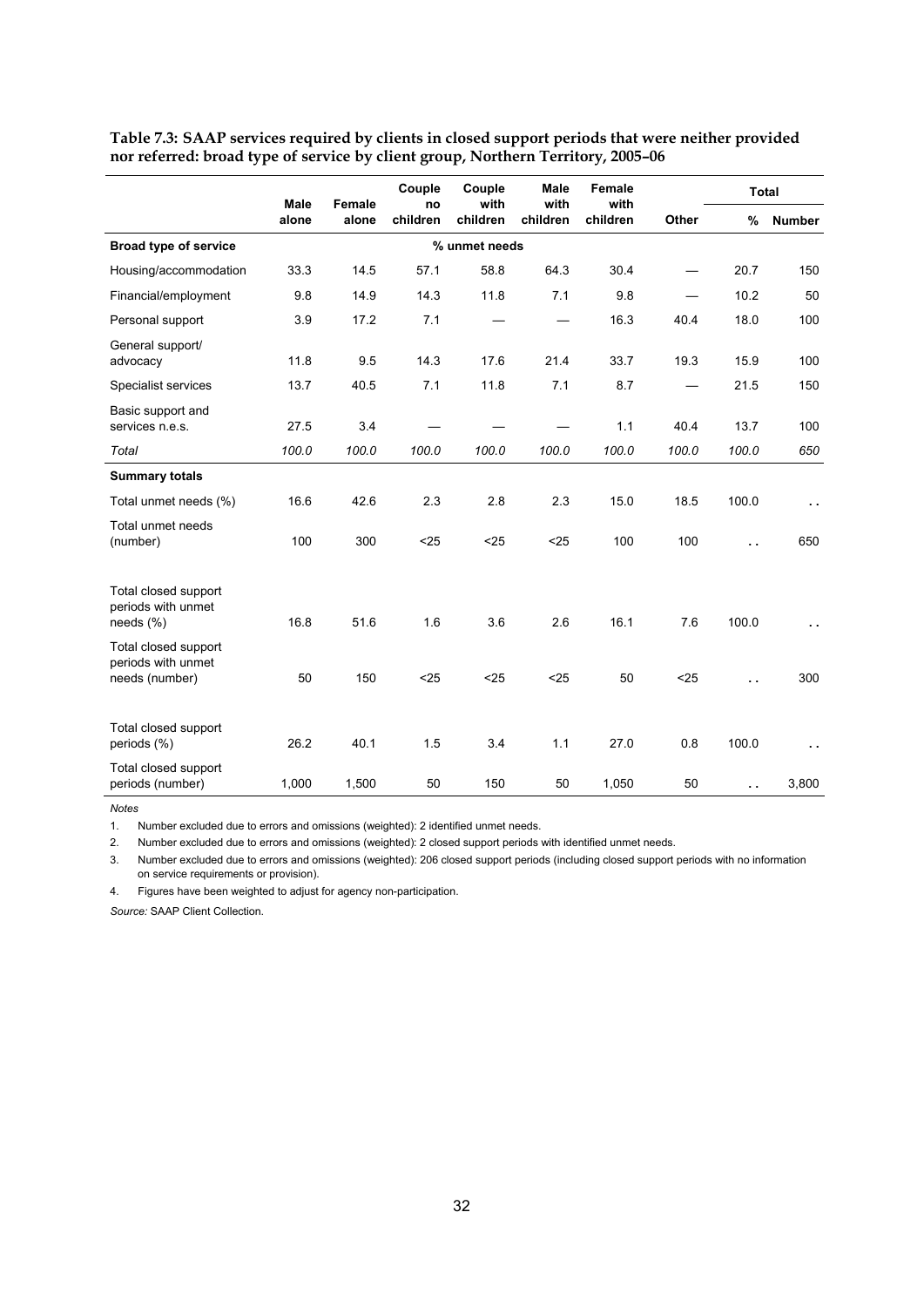**Table 7.3: SAAP services required by clients in closed support periods that were neither provided nor referred: broad type of service by client group, Northern Territory, 2005–06**

| | Male alone | Female alone | Couple no children | Couple with children | Male with children | Female with children | Other | Total | |
|---|---|---|---|---|---|---|---|---|---|
| | | | | | | | | % | Number |
| **Broad type of service** | | | | % unmet needs | | | | | |
| Housing/accommodation | 33.3 | 14.5 | 57.1 | 58.8 | 64.3 | 30.4 | — | 20.7 | 150 |
| Financial/employment | 9.8 | 14.9 | 14.3 | 11.8 | 7.1 | 9.8 | — | 10.2 | 50 |
| Personal support | 3.9 | 17.2 | 7.1 | — | — | 16.3 | 40.4 | 18.0 | 100 |
| General support/ advocacy | 11.8 | 9.5 | 14.3 | 17.6 | 21.4 | 33.7 | 19.3 | 15.9 | 100 |
| Specialist services | 13.7 | 40.5 | 7.1 | 11.8 | 7.1 | 8.7 | — | 21.5 | 150 |
| Basic support and services n.e.s. | 27.5 | 3.4 | — | — | — | 1.1 | 40.4 | 13.7 | 100 |
| *Total* | *100.0* | *100.0* | *100.0* | *100.0* | *100.0* | *100.0* | *100.0* | *100.0* | *650* |
| **Summary totals** | | | | | | | | | |
| Total unmet needs (%) | 16.6 | 42.6 | 2.3 | 2.8 | 2.3 | 15.0 | 18.5 | 100.0 | . . |
| Total unmet needs (number) | 100 | 300 | <25 | <25 | <25 | 100 | 100 | . . | 650 |
| Total closed support periods with unmet needs (%) | 16.8 | 51.6 | 1.6 | 3.6 | 2.6 | 16.1 | 7.6 | 100.0 | . . |
| Total closed support periods with unmet needs (number) | 50 | 150 | <25 | <25 | <25 | 50 | <25 | . . | 300 |
| Total closed support periods (%) | 26.2 | 40.1 | 1.5 | 3.4 | 1.1 | 27.0 | 0.8 | 100.0 | . . |
| Total closed support periods (number) | 1,000 | 1,500 | 50 | 150 | 50 | 1,050 | 50 | . . | 3,800 |

*Notes*

1. Number excluded due to errors and omissions (weighted): 2 identified unmet needs.
2. Number excluded due to errors and omissions (weighted): 2 closed support periods with identified unmet needs.
3. Number excluded due to errors and omissions (weighted): 206 closed support periods (including closed support periods with no information on service requirements or provision).
4. Figures have been weighted to adjust for agency non-participation.

*Source:* SAAP Client Collection.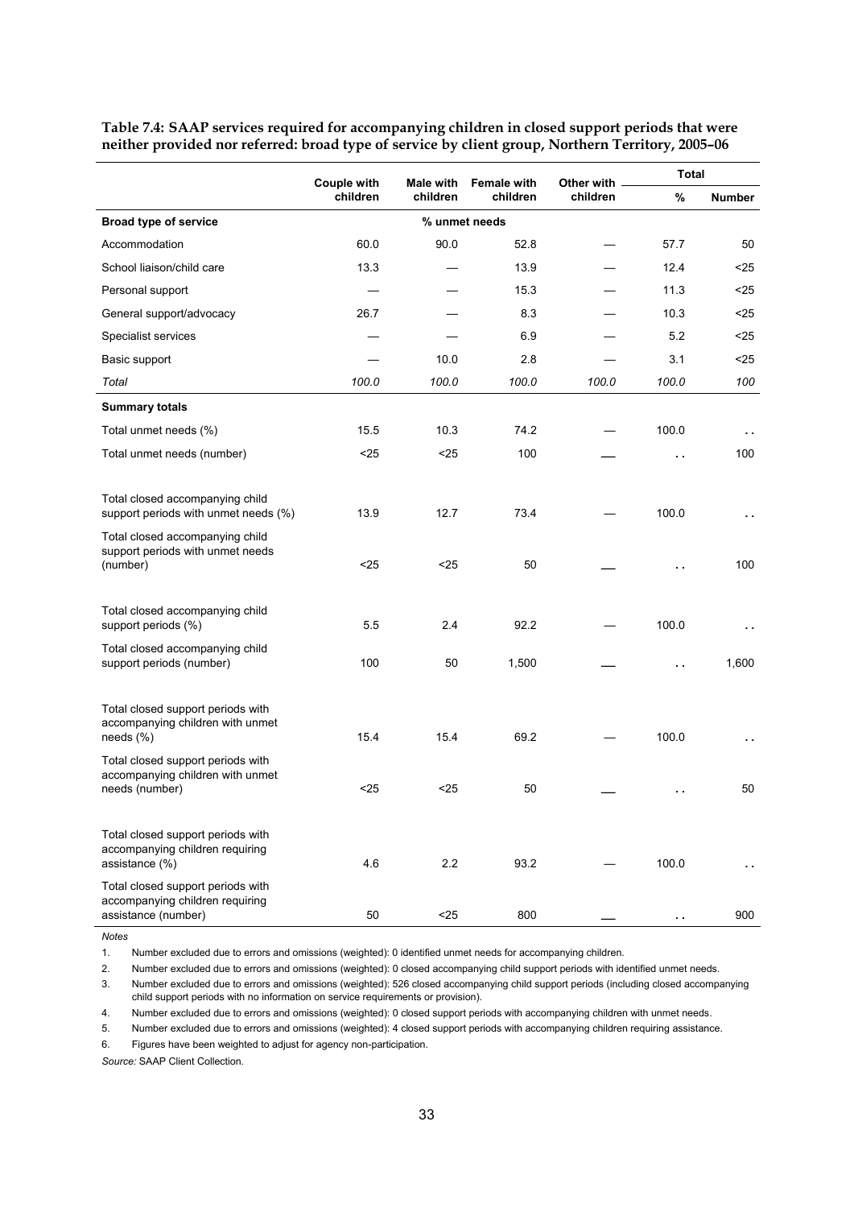**Table 7.4: SAAP services required for accompanying children in closed support periods that were neither provided nor referred: broad type of service by client group, Northern Territory, 2005–06**

| | Couple with children | Male with children | Female with children | Other with children | Total | |
|---|---|---|---|---|---|---|
| | | | | | % | Number |
| **Broad type of service** | | % unmet needs | | | | |
| Accommodation | 60.0 | 90.0 | 52.8 | — | 57.7 | 50 |
| School liaison/child care | 13.3 | — | 13.9 | — | 12.4 | <25 |
| Personal support | — | — | 15.3 | — | 11.3 | <25 |
| General support/advocacy | 26.7 | — | 8.3 | — | 10.3 | <25 |
| Specialist services | — | — | 6.9 | — | 5.2 | <25 |
| Basic support | — | 10.0 | 2.8 | — | 3.1 | <25 |
| *Total* | *100.0* | *100.0* | *100.0* | *100.0* | *100.0* | *100* |
| **Summary totals** | | | | | | |
| Total unmet needs (%) | 15.5 | 10.3 | 74.2 | — | 100.0 | . . |
| Total unmet needs (number) | <25 | <25 | 100 | — | . . | 100 |
| Total closed accompanying child support periods with unmet needs (%) | 13.9 | 12.7 | 73.4 | — | 100.0 | . . |
| Total closed accompanying child support periods with unmet needs (number) | <25 | <25 | 50 | — | . . | 100 |
| Total closed accompanying child support periods (%) | 5.5 | 2.4 | 92.2 | — | 100.0 | . . |
| Total closed accompanying child support periods (number) | 100 | 50 | 1,500 | — | . . | 1,600 |
| Total closed support periods with accompanying children with unmet needs (%) | 15.4 | 15.4 | 69.2 | — | 100.0 | . . |
| Total closed support periods with accompanying children with unmet needs (number) | <25 | <25 | 50 | — | . . | 50 |
| Total closed support periods with accompanying children requiring assistance (%) | 4.6 | 2.2 | 93.2 | — | 100.0 | . . |
| Total closed support periods with accompanying children requiring assistance (number) | 50 | <25 | 800 | — | . . | 900 |

*Notes*

1. Number excluded due to errors and omissions (weighted): 0 identified unmet needs for accompanying children.
2. Number excluded due to errors and omissions (weighted): 0 closed accompanying child support periods with identified unmet needs.
3. Number excluded due to errors and omissions (weighted): 526 closed accompanying child support periods (including closed accompanying child support periods with no information on service requirements or provision).
4. Number excluded due to errors and omissions (weighted): 0 closed support periods with accompanying children with unmet needs.
5. Number excluded due to errors and omissions (weighted): 4 closed support periods with accompanying children requiring assistance.
6. Figures have been weighted to adjust for agency non-participation.

*Source:* SAAP Client Collection.